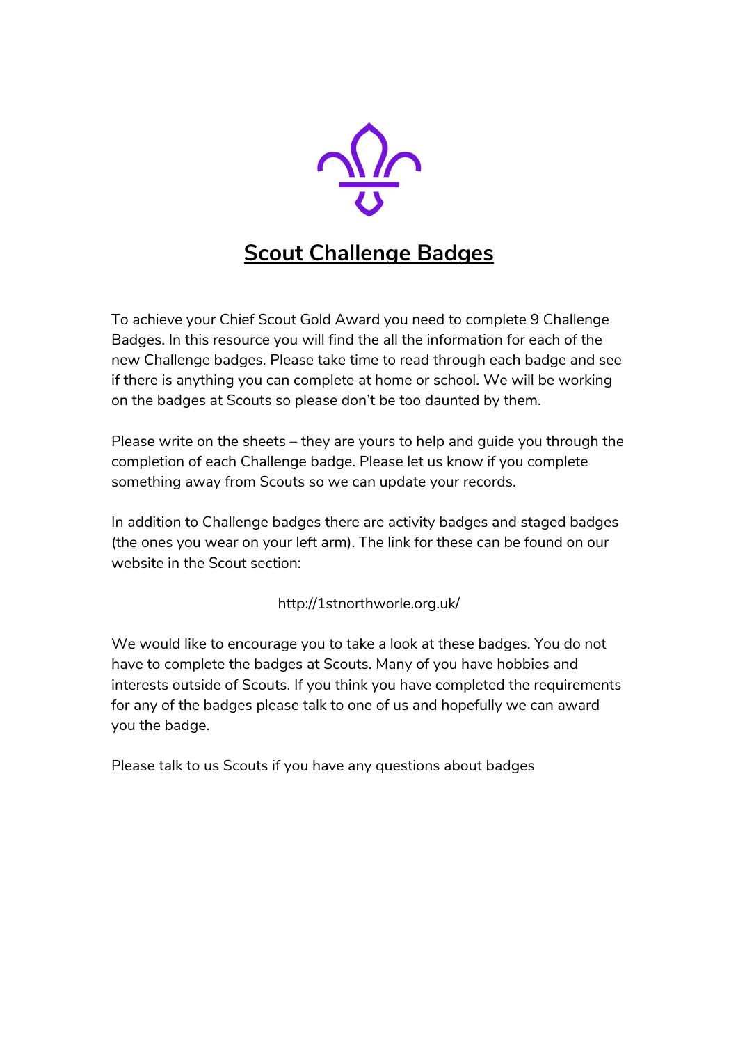# Scout Challenge Badges

To achieve your Chief Scout Gold Award you need to complete 9 Challenge Badges. In this resource you will find the all the information for each of the new Challenge badges. Please take time to read through each badge and see if there is anything you can complete at home or school. We will be working on the badges at Scouts so please don't be too daunted by them.

Please write on the sheets – they are yours to help and guide you through the completion of each Challenge badge. Please let us know if you complete something away from Scouts so we can update your records.

In addition to Challenge badges there are activity badges and staged badges (the ones you wear on your left arm). The link for these can be found on our website in the Scout section:

http://1stnorthworle.org.uk/

We would like to encourage you to take a look at these badges. You do not have to complete the badges at Scouts. Many of you have hobbies and interests outside of Scouts. If you think you have completed the requirements for any of the badges please talk to one of us and hopefully we can award you the badge.

Please talk to us Scouts if you have any questions about badges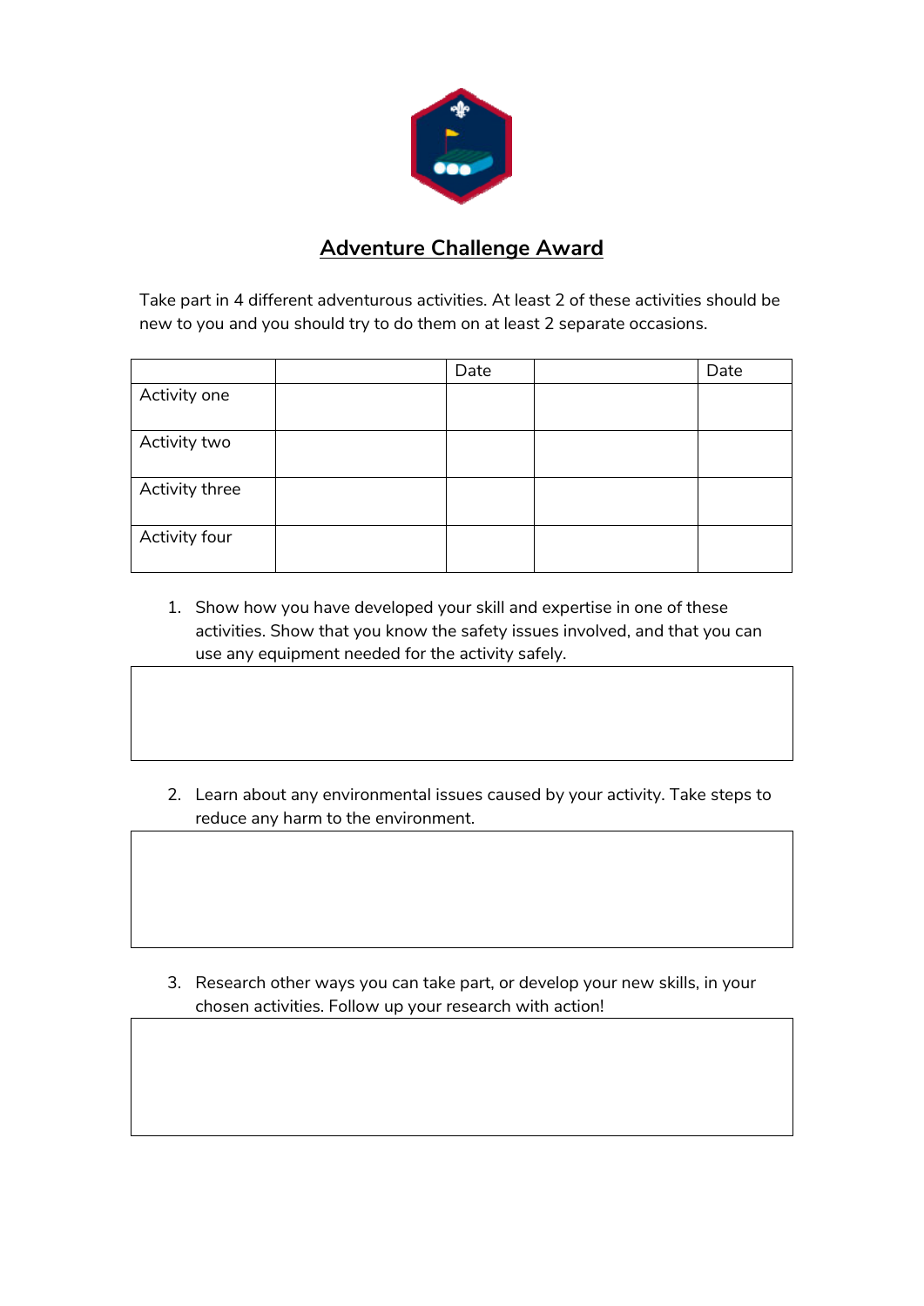## Adventure Challenge Award

Take part in 4 different adventurous activities. At least 2 of these activities should be new to you and you should try to do them on at least 2 separate occasions.

| | | Date | | Date |
|---|---|---|---|---|
| Activity one | | | | |
| Activity two | | | | |
| Activity three | | | | |
| Activity four | | | | |

1. Show how you have developed your skill and expertise in one of these activities. Show that you know the safety issues involved, and that you can use any equipment needed for the activity safely.

2. Learn about any environmental issues caused by your activity. Take steps to reduce any harm to the environment.

3. Research other ways you can take part, or develop your new skills, in your chosen activities. Follow up your research with action!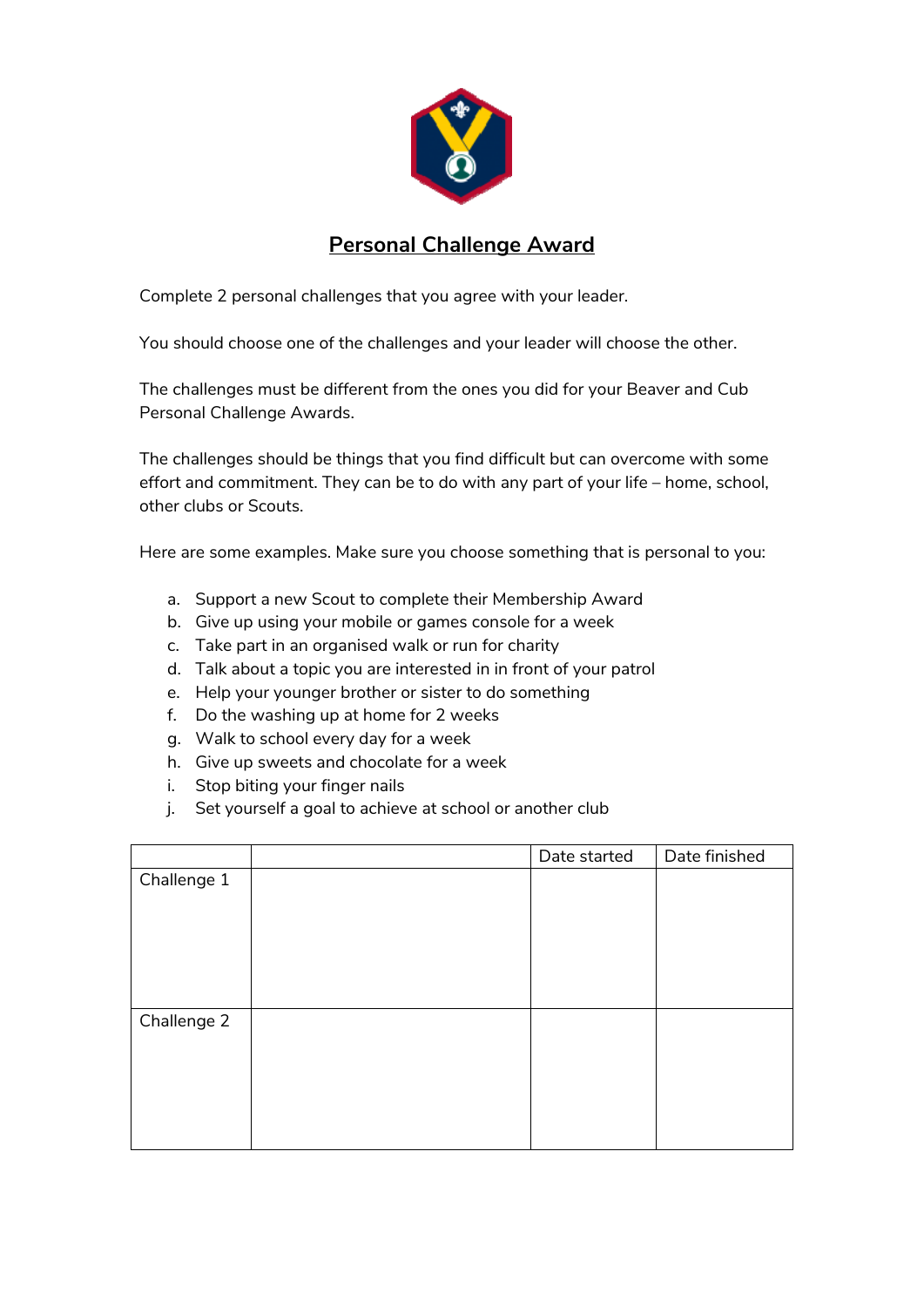# Personal Challenge Award

Complete 2 personal challenges that you agree with your leader.

You should choose one of the challenges and your leader will choose the other.

The challenges must be different from the ones you did for your Beaver and Cub Personal Challenge Awards.

The challenges should be things that you find difficult but can overcome with some effort and commitment. They can be to do with any part of your life – home, school, other clubs or Scouts.

Here are some examples. Make sure you choose something that is personal to you:

a. Support a new Scout to complete their Membership Award
b. Give up using your mobile or games console for a week
c. Take part in an organised walk or run for charity
d. Talk about a topic you are interested in in front of your patrol
e. Help your younger brother or sister to do something
f. Do the washing up at home for 2 weeks
g. Walk to school every day for a week
h. Give up sweets and chocolate for a week
i. Stop biting your finger nails
j. Set yourself a goal to achieve at school or another club

| | | Date started | Date finished |
|---|---|---|---|
| Challenge 1 | | | |
| Challenge 2 | | | |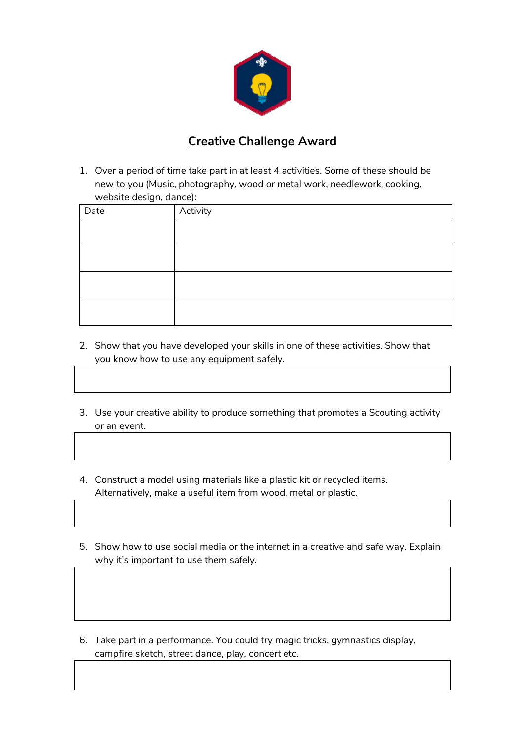# Creative Challenge Award

1. Over a period of time take part in at least 4 activities. Some of these should be new to you (Music, photography, wood or metal work, needlework, cooking, website design, dance):

| Date | Activity |
| --- | --- |
| | |
| | |
| | |
| | |

2. Show that you have developed your skills in one of these activities. Show that you know how to use any equipment safely.

| |
| --- |
| |

3. Use your creative ability to produce something that promotes a Scouting activity or an event.

| |
| --- |
| |

4. Construct a model using materials like a plastic kit or recycled items. Alternatively, make a useful item from wood, metal or plastic.

| |
| --- |
| |

5. Show how to use social media or the internet in a creative and safe way. Explain why it's important to use them safely.

| |
| --- |
| |

6. Take part in a performance. You could try magic tricks, gymnastics display, campfire sketch, street dance, play, concert etc.

| |
| --- |
| |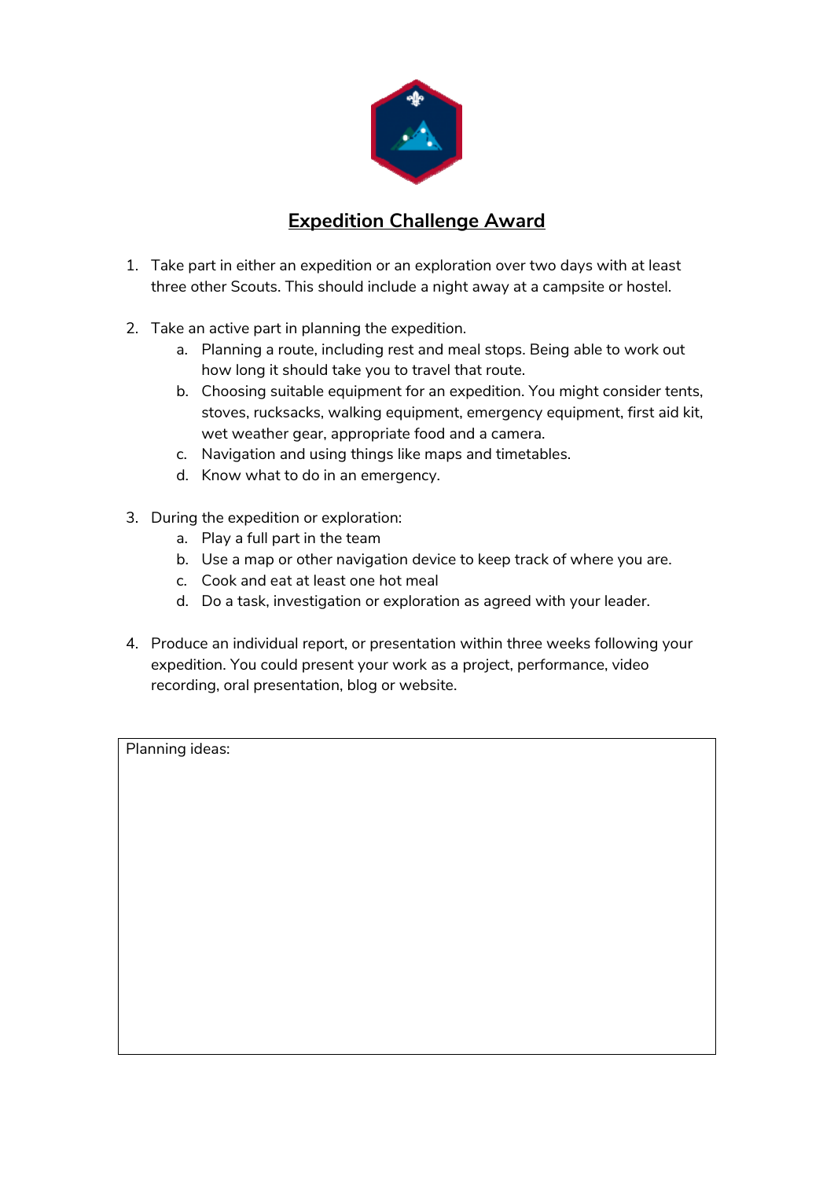## Expedition Challenge Award

1. Take part in either an expedition or an exploration over two days with at least three other Scouts. This should include a night away at a campsite or hostel.

2. Take an active part in planning the expedition.
   a. Planning a route, including rest and meal stops. Being able to work out how long it should take you to travel that route.
   b. Choosing suitable equipment for an expedition. You might consider tents, stoves, rucksacks, walking equipment, emergency equipment, first aid kit, wet weather gear, appropriate food and a camera.
   c. Navigation and using things like maps and timetables.
   d. Know what to do in an emergency.

3. During the expedition or exploration:
   a. Play a full part in the team
   b. Use a map or other navigation device to keep track of where you are.
   c. Cook and eat at least one hot meal
   d. Do a task, investigation or exploration as agreed with your leader.

4. Produce an individual report, or presentation within three weeks following your expedition. You could present your work as a project, performance, video recording, oral presentation, blog or website.

| Planning ideas: |
| --- |
| |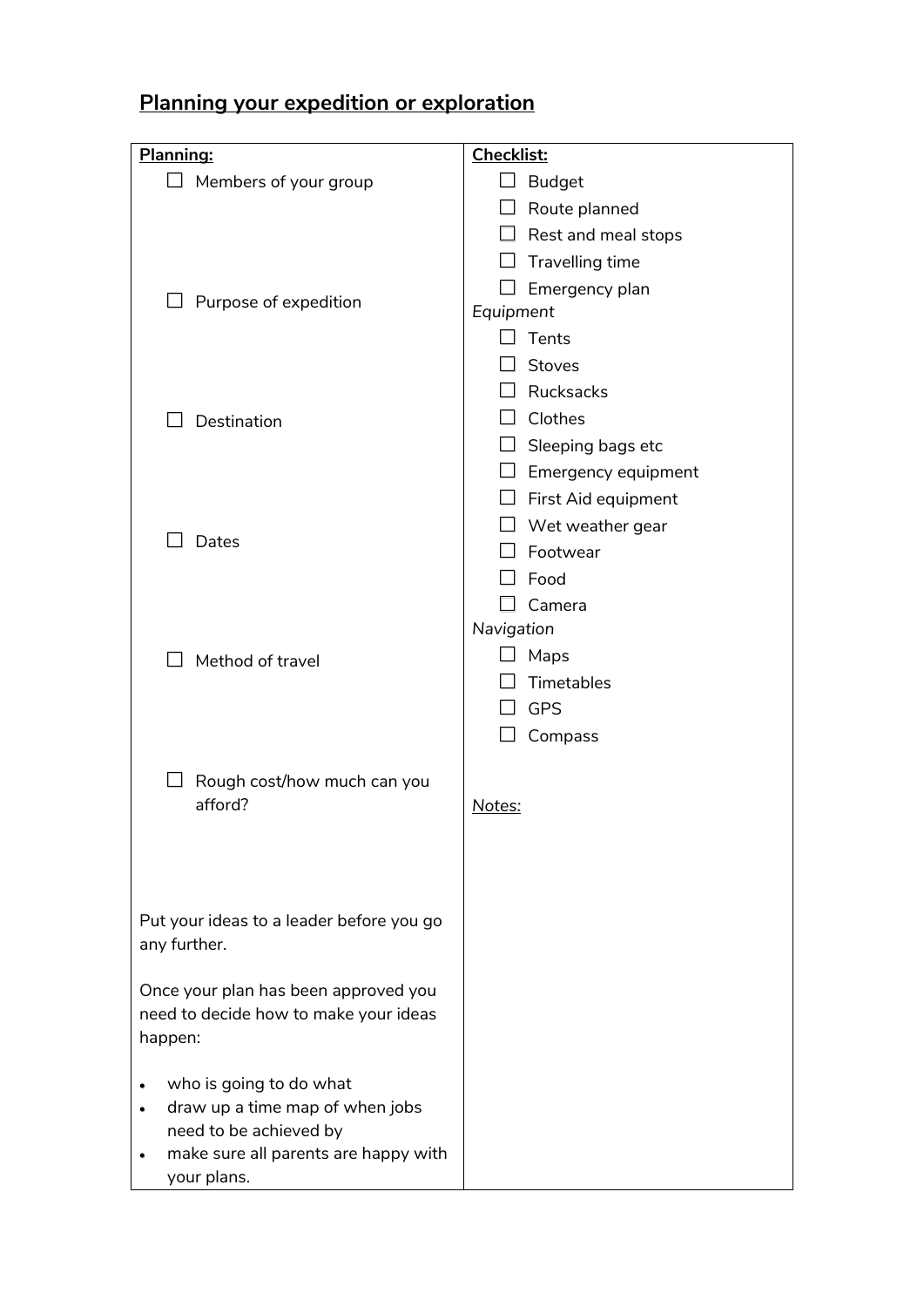## Planning your expedition or exploration

**Planning:**

- ☐ Members of your group
- ☐ Purpose of expedition
- ☐ Destination
- ☐ Dates
- ☐ Method of travel
- ☐ Rough cost/how much can you afford?

Put your ideas to a leader before you go any further.

Once your plan has been approved you need to decide how to make your ideas happen:

- who is going to do what
- draw up a time map of when jobs need to be achieved by
- make sure all parents are happy with your plans.

**Checklist:**

- ☐ Budget
- ☐ Route planned
- ☐ Rest and meal stops
- ☐ Travelling time
- ☐ Emergency plan

*Equipment*

- ☐ Tents
- ☐ Stoves
- ☐ Rucksacks
- ☐ Clothes
- ☐ Sleeping bags etc
- ☐ Emergency equipment
- ☐ First Aid equipment
- ☐ Wet weather gear
- ☐ Footwear
- ☐ Food
- ☐ Camera

*Navigation*

- ☐ Maps
- ☐ Timetables
- ☐ GPS
- ☐ Compass

*Notes:*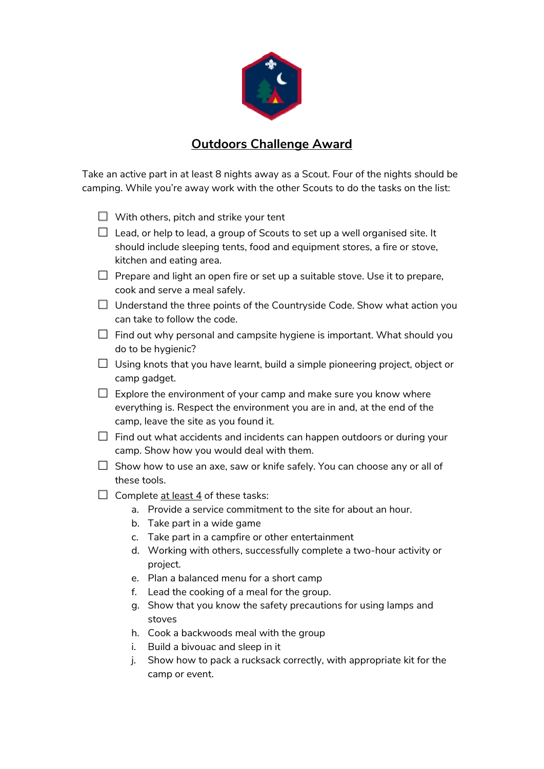# Outdoors Challenge Award

Take an active part in at least 8 nights away as a Scout. Four of the nights should be camping. While you're away work with the other Scouts to do the tasks on the list:

- ☐ With others, pitch and strike your tent
- ☐ Lead, or help to lead, a group of Scouts to set up a well organised site. It should include sleeping tents, food and equipment stores, a fire or stove, kitchen and eating area.
- ☐ Prepare and light an open fire or set up a suitable stove. Use it to prepare, cook and serve a meal safely.
- ☐ Understand the three points of the Countryside Code. Show what action you can take to follow the code.
- ☐ Find out why personal and campsite hygiene is important. What should you do to be hygienic?
- ☐ Using knots that you have learnt, build a simple pioneering project, object or camp gadget.
- ☐ Explore the environment of your camp and make sure you know where everything is. Respect the environment you are in and, at the end of the camp, leave the site as you found it.
- ☐ Find out what accidents and incidents can happen outdoors or during your camp. Show how you would deal with them.
- ☐ Show how to use an axe, saw or knife safely. You can choose any or all of these tools.
- ☐ Complete <u>at least 4</u> of these tasks:
    a. Provide a service commitment to the site for about an hour.
    b. Take part in a wide game
    c. Take part in a campfire or other entertainment
    d. Working with others, successfully complete a two-hour activity or project.
    e. Plan a balanced menu for a short camp
    f. Lead the cooking of a meal for the group.
    g. Show that you know the safety precautions for using lamps and stoves
    h. Cook a backwoods meal with the group
    i. Build a bivouac and sleep in it
    j. Show how to pack a rucksack correctly, with appropriate kit for the camp or event.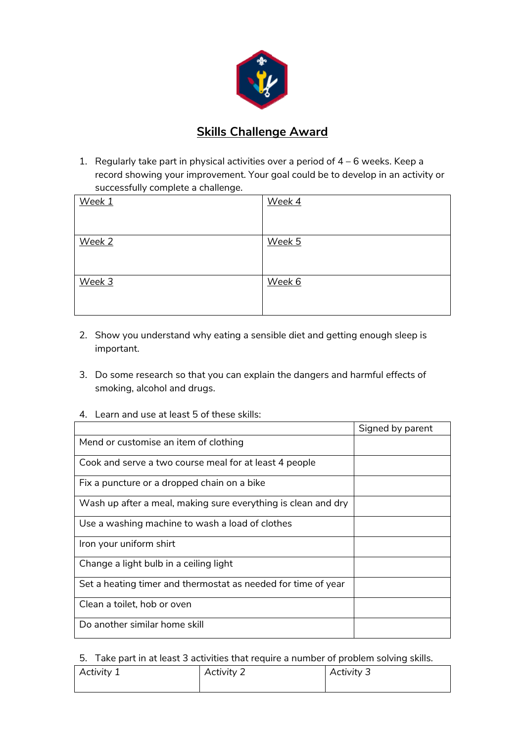## Skills Challenge Award

1. Regularly take part in physical activities over a period of 4 – 6 weeks. Keep a record showing your improvement. Your goal could be to develop in an activity or successfully complete a challenge.

| Week 1 | Week 4 |
|---|---|
| Week 2 | Week 5 |
| Week 3 | Week 6 |

2. Show you understand why eating a sensible diet and getting enough sleep is important.

3. Do some research so that you can explain the dangers and harmful effects of smoking, alcohol and drugs.

4. Learn and use at least 5 of these skills:

| | Signed by parent |
|---|---|
| Mend or customise an item of clothing | |
| Cook and serve a two course meal for at least 4 people | |
| Fix a puncture or a dropped chain on a bike | |
| Wash up after a meal, making sure everything is clean and dry | |
| Use a washing machine to wash a load of clothes | |
| Iron your uniform shirt | |
| Change a light bulb in a ceiling light | |
| Set a heating timer and thermostat as needed for time of year | |
| Clean a toilet, hob or oven | |
| Do another similar home skill | |

5. Take part in at least 3 activities that require a number of problem solving skills.

| Activity 1 | Activity 2 | Activity 3 |
|---|---|---|
| | | |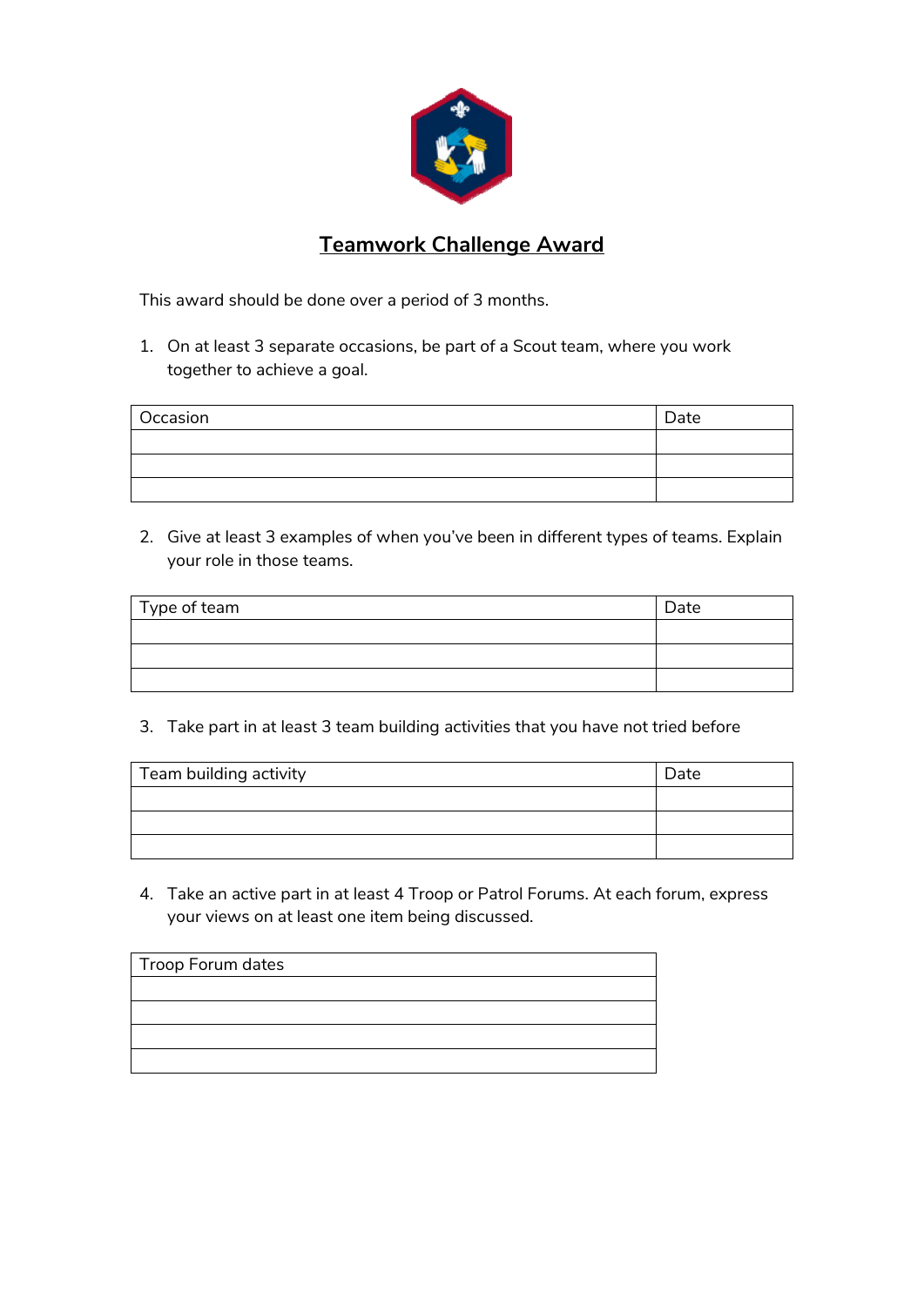# Teamwork Challenge Award

This award should be done over a period of 3 months.

1. On at least 3 separate occasions, be part of a Scout team, where you work together to achieve a goal.

| Occasion | Date |
| --- | --- |
| | |
| | |
| | |

2. Give at least 3 examples of when you've been in different types of teams. Explain your role in those teams.

| Type of team | Date |
| --- | --- |
| | |
| | |
| | |

3. Take part in at least 3 team building activities that you have not tried before

| Team building activity | Date |
| --- | --- |
| | |
| | |
| | |

4. Take an active part in at least 4 Troop or Patrol Forums. At each forum, express your views on at least one item being discussed.

| Troop Forum dates |
| --- |
| |
| |
| |
| |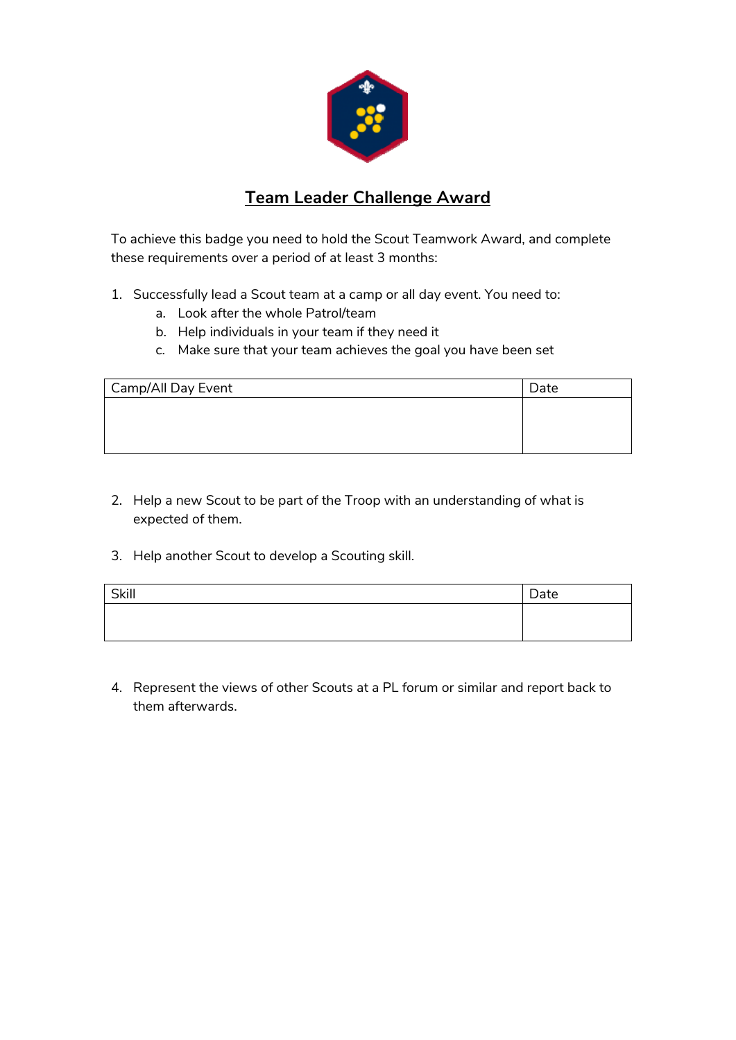# Team Leader Challenge Award

To achieve this badge you need to hold the Scout Teamwork Award, and complete these requirements over a period of at least 3 months:

1. Successfully lead a Scout team at a camp or all day event. You need to:
    a. Look after the whole Patrol/team
    b. Help individuals in your team if they need it
    c. Make sure that your team achieves the goal you have been set

| Camp/All Day Event | Date |
|---|---|
| | |

2. Help a new Scout to be part of the Troop with an understanding of what is expected of them.

3. Help another Scout to develop a Scouting skill.

| Skill | Date |
|---|---|
| | |

4. Represent the views of other Scouts at a PL forum or similar and report back to them afterwards.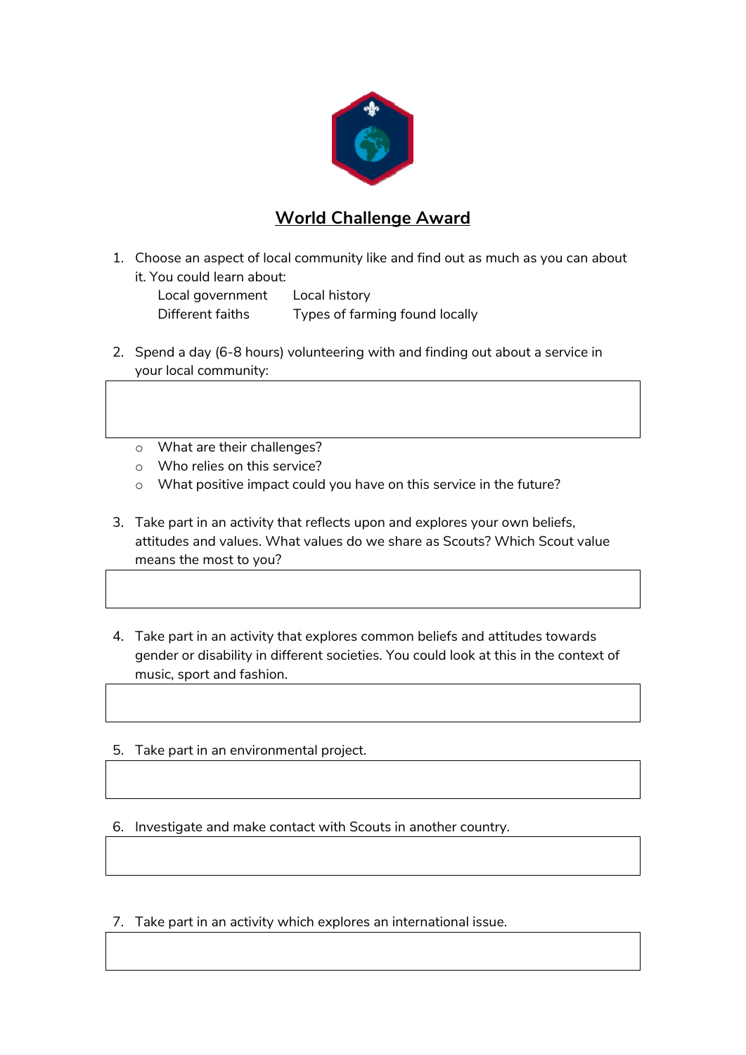# World Challenge Award

1. Choose an aspect of local community like and find out as much as you can about it. You could learn about:

   Local government        Local history
   Different faiths        Types of farming found locally

2. Spend a day (6-8 hours) volunteering with and finding out about a service in your local community:

   - What are their challenges?
   - Who relies on this service?
   - What positive impact could you have on this service in the future?

3. Take part in an activity that reflects upon and explores your own beliefs, attitudes and values. What values do we share as Scouts? Which Scout value means the most to you?

4. Take part in an activity that explores common beliefs and attitudes towards gender or disability in different societies. You could look at this in the context of music, sport and fashion.

5. Take part in an environmental project.

6. Investigate and make contact with Scouts in another country.

7. Take part in an activity which explores an international issue.